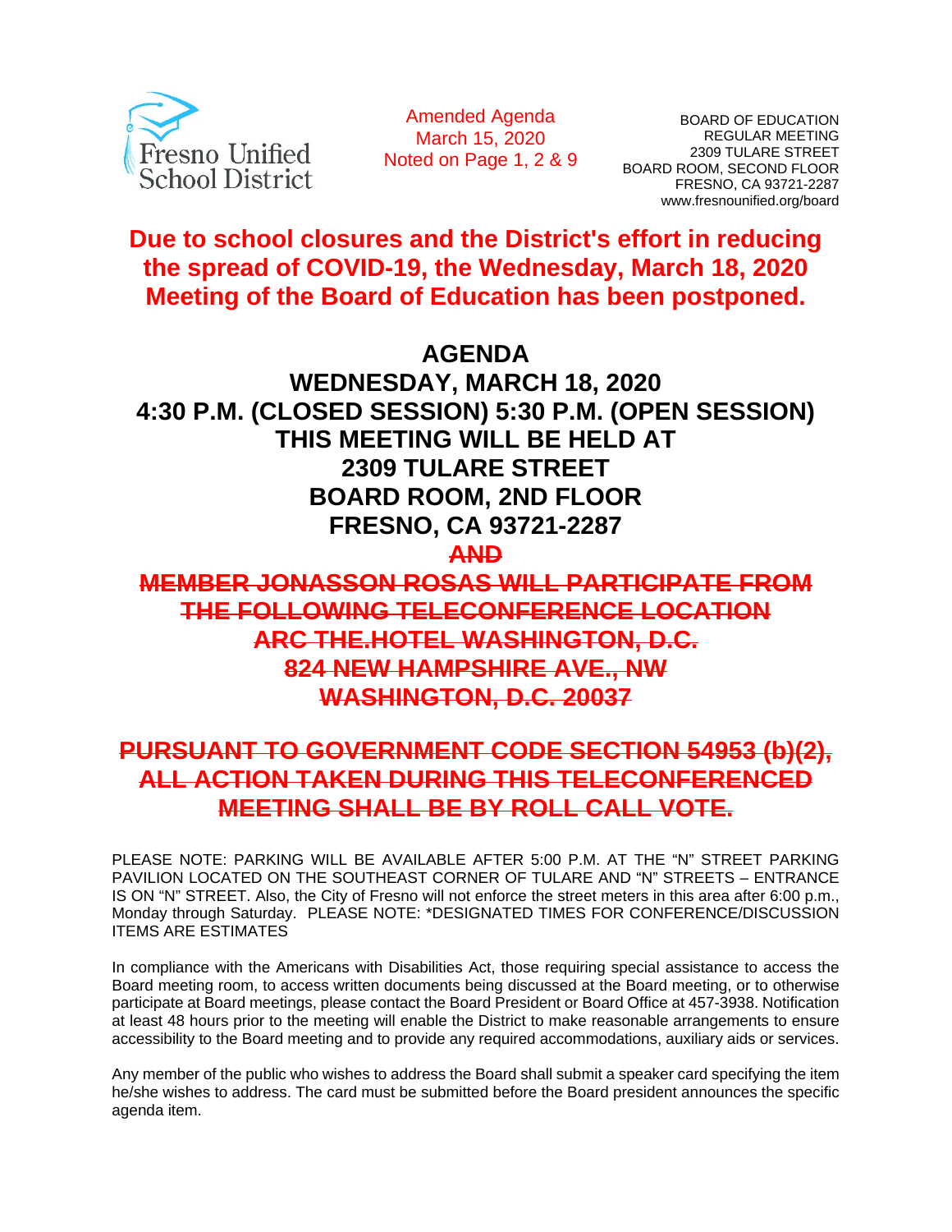Fresno Unified School District

Amended Agenda
March 15, 2020
Noted on Page 1, 2 & 9

BOARD OF EDUCATION
REGULAR MEETING
2309 TULARE STREET
BOARD ROOM, SECOND FLOOR
FRESNO, CA 93721-2287
www.fresnounified.org/board

**Due to school closures and the District's effort in reducing the spread of COVID-19, the Wednesday, March 18, 2020 Meeting of the Board of Education has been postponed.**

# AGENDA
## WEDNESDAY, MARCH 18, 2020
## 4:30 P.M. (CLOSED SESSION) 5:30 P.M. (OPEN SESSION)
## THIS MEETING WILL BE HELD AT
## 2309 TULARE STREET
## BOARD ROOM, 2ND FLOOR
## FRESNO, CA 93721-2287

~~**AND**~~

~~**MEMBER JONASSON ROSAS WILL PARTICIPATE FROM THE FOLLOWING TELECONFERENCE LOCATION ARC THE.HOTEL WASHINGTON, D.C. 824 NEW HAMPSHIRE AVE., NW WASHINGTON, D.C. 20037**~~

~~**PURSUANT TO GOVERNMENT CODE SECTION 54953 (b)(2), ALL ACTION TAKEN DURING THIS TELECONFERENCED MEETING SHALL BE BY ROLL CALL VOTE.**~~

PLEASE NOTE: PARKING WILL BE AVAILABLE AFTER 5:00 P.M. AT THE "N" STREET PARKING PAVILION LOCATED ON THE SOUTHEAST CORNER OF TULARE AND "N" STREETS – ENTRANCE IS ON "N" STREET. Also, the City of Fresno will not enforce the street meters in this area after 6:00 p.m., Monday through Saturday. PLEASE NOTE: *DESIGNATED TIMES FOR CONFERENCE/DISCUSSION ITEMS ARE ESTIMATES

In compliance with the Americans with Disabilities Act, those requiring special assistance to access the Board meeting room, to access written documents being discussed at the Board meeting, or to otherwise participate at Board meetings, please contact the Board President or Board Office at 457-3938. Notification at least 48 hours prior to the meeting will enable the District to make reasonable arrangements to ensure accessibility to the Board meeting and to provide any required accommodations, auxiliary aids or services.

Any member of the public who wishes to address the Board shall submit a speaker card specifying the item he/she wishes to address. The card must be submitted before the Board president announces the specific agenda item.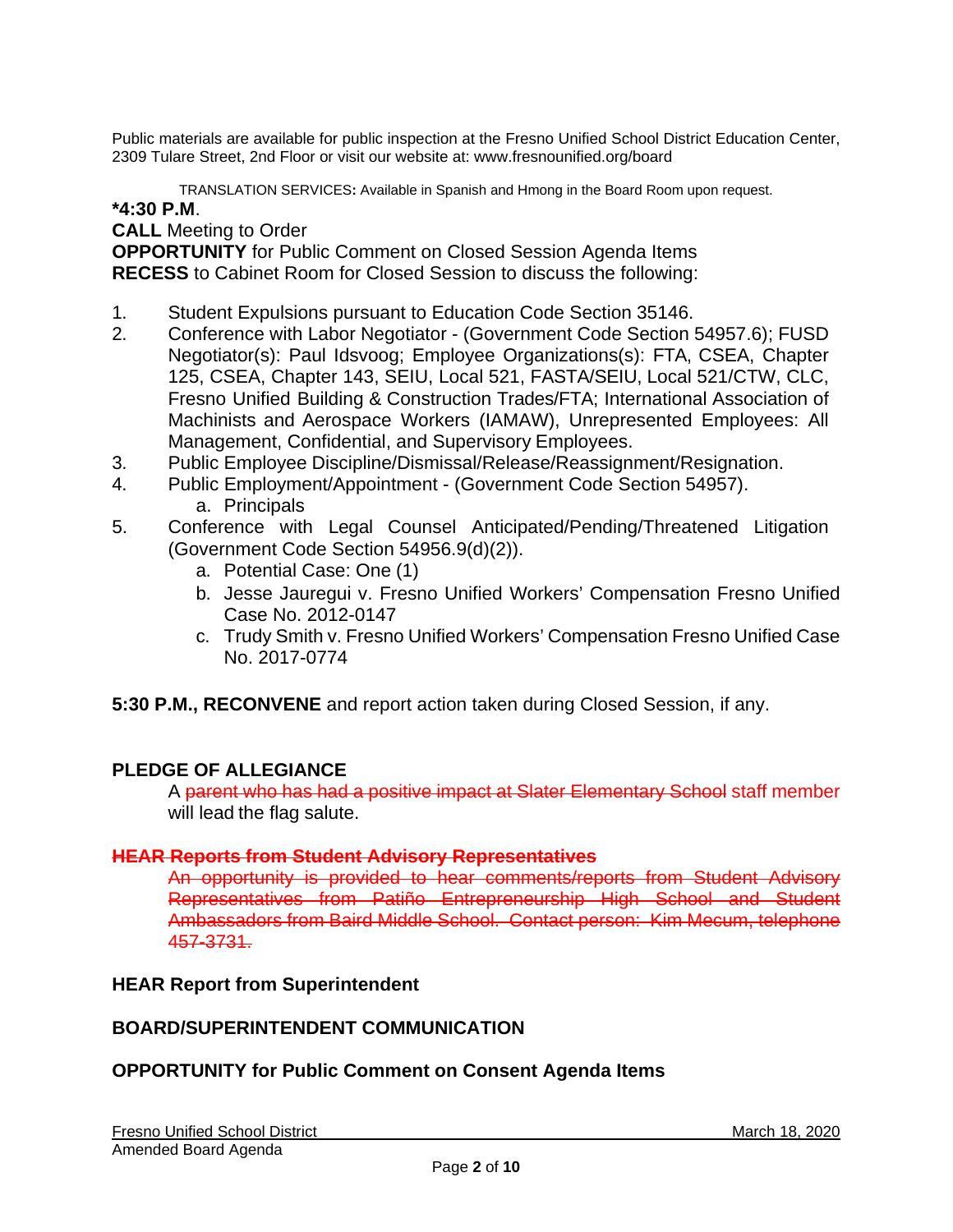Public materials are available for public inspection at the Fresno Unified School District Education Center, 2309 Tulare Street, 2nd Floor or visit our website at: www.fresnounified.org/board

TRANSLATION SERVICES**:** Available in Spanish and Hmong in the Board Room upon request.

**\*4:30 P.M**.

**CALL** Meeting to Order

**OPPORTUNITY** for Public Comment on Closed Session Agenda Items

**RECESS** to Cabinet Room for Closed Session to discuss the following:

1. Student Expulsions pursuant to Education Code Section 35146.
2. Conference with Labor Negotiator - (Government Code Section 54957.6); FUSD Negotiator(s): Paul Idsvoog; Employee Organizations(s): FTA, CSEA, Chapter 125, CSEA, Chapter 143, SEIU, Local 521, FASTA/SEIU, Local 521/CTW, CLC, Fresno Unified Building & Construction Trades/FTA; International Association of Machinists and Aerospace Workers (IAMAW), Unrepresented Employees: All Management, Confidential, and Supervisory Employees.
3. Public Employee Discipline/Dismissal/Release/Reassignment/Resignation.
4. Public Employment/Appointment - (Government Code Section 54957).
   a. Principals
5. Conference with Legal Counsel Anticipated/Pending/Threatened Litigation (Government Code Section 54956.9(d)(2)).
   a. Potential Case: One (1)
   b. Jesse Jauregui v. Fresno Unified Workers' Compensation Fresno Unified Case No. 2012-0147
   c. Trudy Smith v. Fresno Unified Workers' Compensation Fresno Unified Case No. 2017-0774

**5:30 P.M., RECONVENE** and report action taken during Closed Session, if any.

**PLEDGE OF ALLEGIANCE**

A ~~parent who has had a positive impact at Slater Elementary School~~ staff member will lead the flag salute.

~~**HEAR Reports from Student Advisory Representatives**~~

~~An opportunity is provided to hear comments/reports from Student Advisory Representatives from Patiño Entrepreneurship High School and Student Ambassadors from Baird Middle School. Contact person: Kim Mecum, telephone 457-3731.~~

**HEAR Report from Superintendent**

**BOARD/SUPERINTENDENT COMMUNICATION**

**OPPORTUNITY for Public Comment on Consent Agenda Items**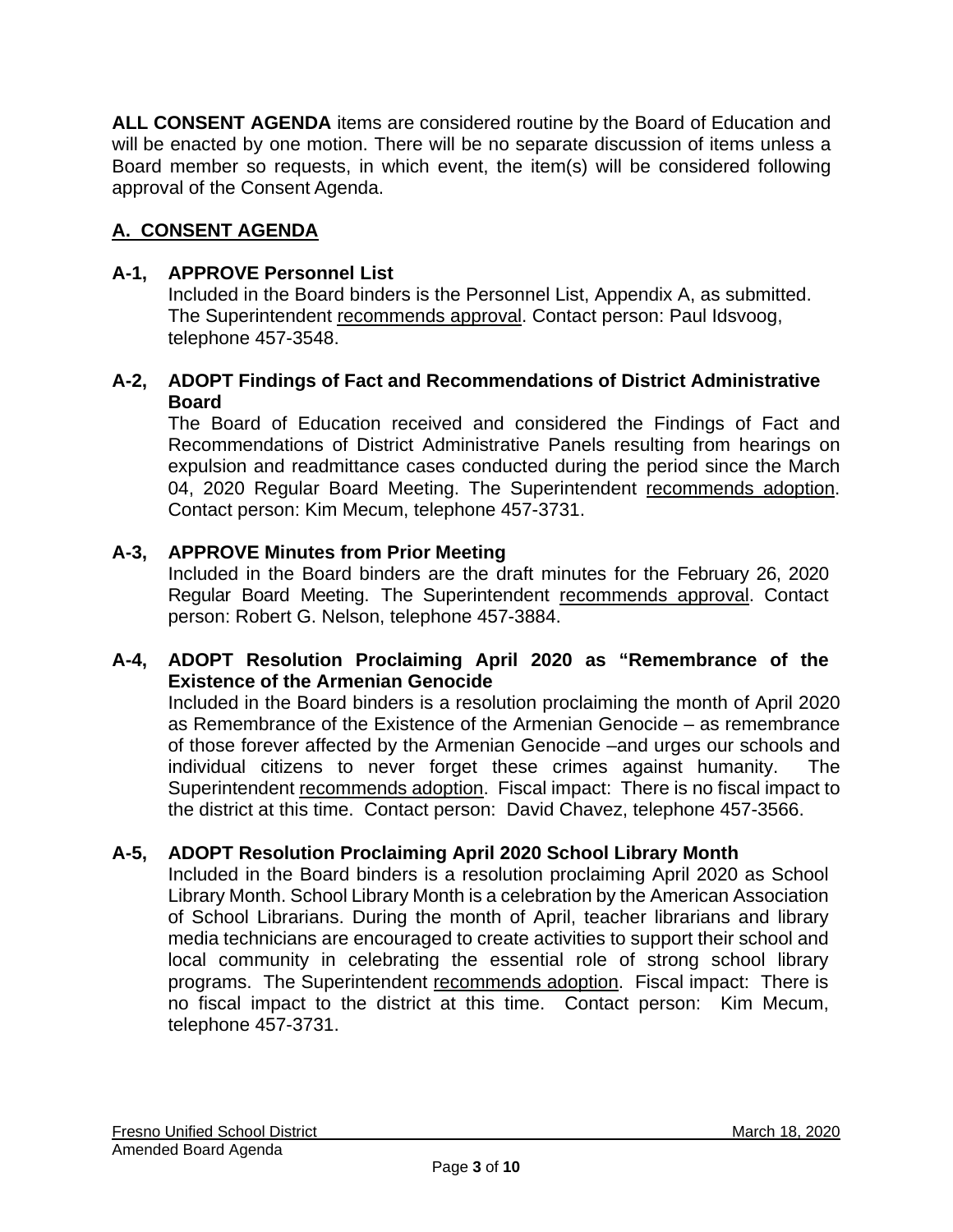**ALL CONSENT AGENDA** items are considered routine by the Board of Education and will be enacted by one motion. There will be no separate discussion of items unless a Board member so requests, in which event, the item(s) will be considered following approval of the Consent Agenda.

## A. CONSENT AGENDA

### A-1, APPROVE Personnel List

Included in the Board binders is the Personnel List, Appendix A, as submitted. The Superintendent recommends approval. Contact person: Paul Idsvoog, telephone 457-3548.

### A-2, ADOPT Findings of Fact and Recommendations of District Administrative Board

The Board of Education received and considered the Findings of Fact and Recommendations of District Administrative Panels resulting from hearings on expulsion and readmittance cases conducted during the period since the March 04, 2020 Regular Board Meeting. The Superintendent recommends adoption. Contact person: Kim Mecum, telephone 457-3731.

### A-3, APPROVE Minutes from Prior Meeting

Included in the Board binders are the draft minutes for the February 26, 2020 Regular Board Meeting. The Superintendent recommends approval. Contact person: Robert G. Nelson, telephone 457-3884.

### A-4, ADOPT Resolution Proclaiming April 2020 as "Remembrance of the Existence of the Armenian Genocide

Included in the Board binders is a resolution proclaiming the month of April 2020 as Remembrance of the Existence of the Armenian Genocide – as remembrance of those forever affected by the Armenian Genocide –and urges our schools and individual citizens to never forget these crimes against humanity. The Superintendent recommends adoption. Fiscal impact: There is no fiscal impact to the district at this time. Contact person: David Chavez, telephone 457-3566.

### A-5, ADOPT Resolution Proclaiming April 2020 School Library Month

Included in the Board binders is a resolution proclaiming April 2020 as School Library Month. School Library Month is a celebration by the American Association of School Librarians. During the month of April, teacher librarians and library media technicians are encouraged to create activities to support their school and local community in celebrating the essential role of strong school library programs. The Superintendent recommends adoption. Fiscal impact: There is no fiscal impact to the district at this time. Contact person: Kim Mecum, telephone 457-3731.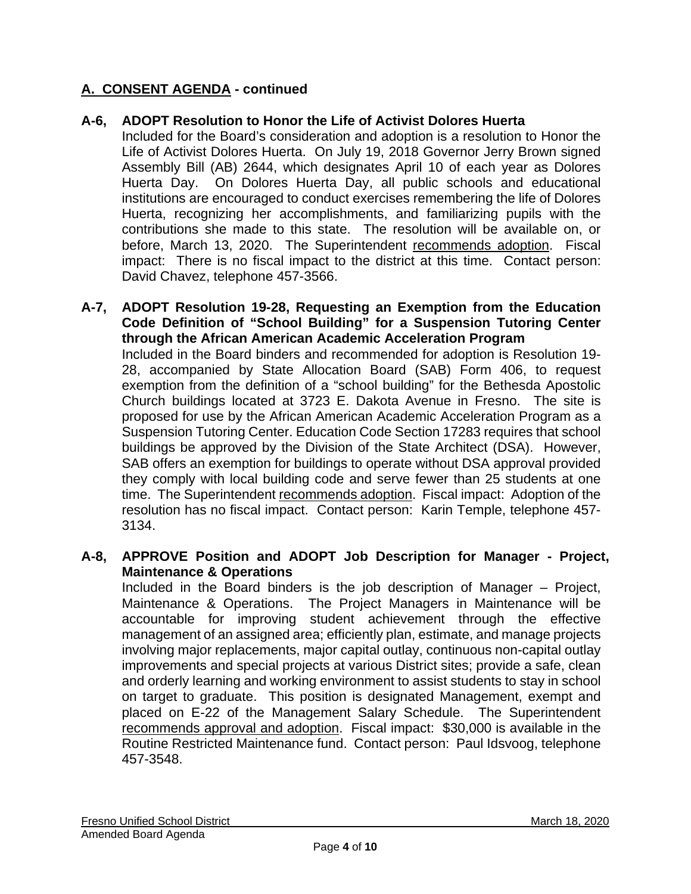## A. CONSENT AGENDA - continued

**A-6, ADOPT Resolution to Honor the Life of Activist Dolores Huerta**

Included for the Board's consideration and adoption is a resolution to Honor the Life of Activist Dolores Huerta. On July 19, 2018 Governor Jerry Brown signed Assembly Bill (AB) 2644, which designates April 10 of each year as Dolores Huerta Day. On Dolores Huerta Day, all public schools and educational institutions are encouraged to conduct exercises remembering the life of Dolores Huerta, recognizing her accomplishments, and familiarizing pupils with the contributions she made to this state. The resolution will be available on, or before, March 13, 2020. The Superintendent recommends adoption. Fiscal impact: There is no fiscal impact to the district at this time. Contact person: David Chavez, telephone 457-3566.

**A-7, ADOPT Resolution 19-28, Requesting an Exemption from the Education Code Definition of "School Building" for a Suspension Tutoring Center through the African American Academic Acceleration Program**

Included in the Board binders and recommended for adoption is Resolution 19-28, accompanied by State Allocation Board (SAB) Form 406, to request exemption from the definition of a "school building" for the Bethesda Apostolic Church buildings located at 3723 E. Dakota Avenue in Fresno. The site is proposed for use by the African American Academic Acceleration Program as a Suspension Tutoring Center. Education Code Section 17283 requires that school buildings be approved by the Division of the State Architect (DSA). However, SAB offers an exemption for buildings to operate without DSA approval provided they comply with local building code and serve fewer than 25 students at one time. The Superintendent recommends adoption. Fiscal impact: Adoption of the resolution has no fiscal impact. Contact person: Karin Temple, telephone 457-3134.

**A-8, APPROVE Position and ADOPT Job Description for Manager - Project, Maintenance & Operations**

Included in the Board binders is the job description of Manager – Project, Maintenance & Operations. The Project Managers in Maintenance will be accountable for improving student achievement through the effective management of an assigned area; efficiently plan, estimate, and manage projects involving major replacements, major capital outlay, continuous non-capital outlay improvements and special projects at various District sites; provide a safe, clean and orderly learning and working environment to assist students to stay in school on target to graduate. This position is designated Management, exempt and placed on E-22 of the Management Salary Schedule. The Superintendent recommends approval and adoption. Fiscal impact: $30,000 is available in the Routine Restricted Maintenance fund. Contact person: Paul Idsvoog, telephone 457-3548.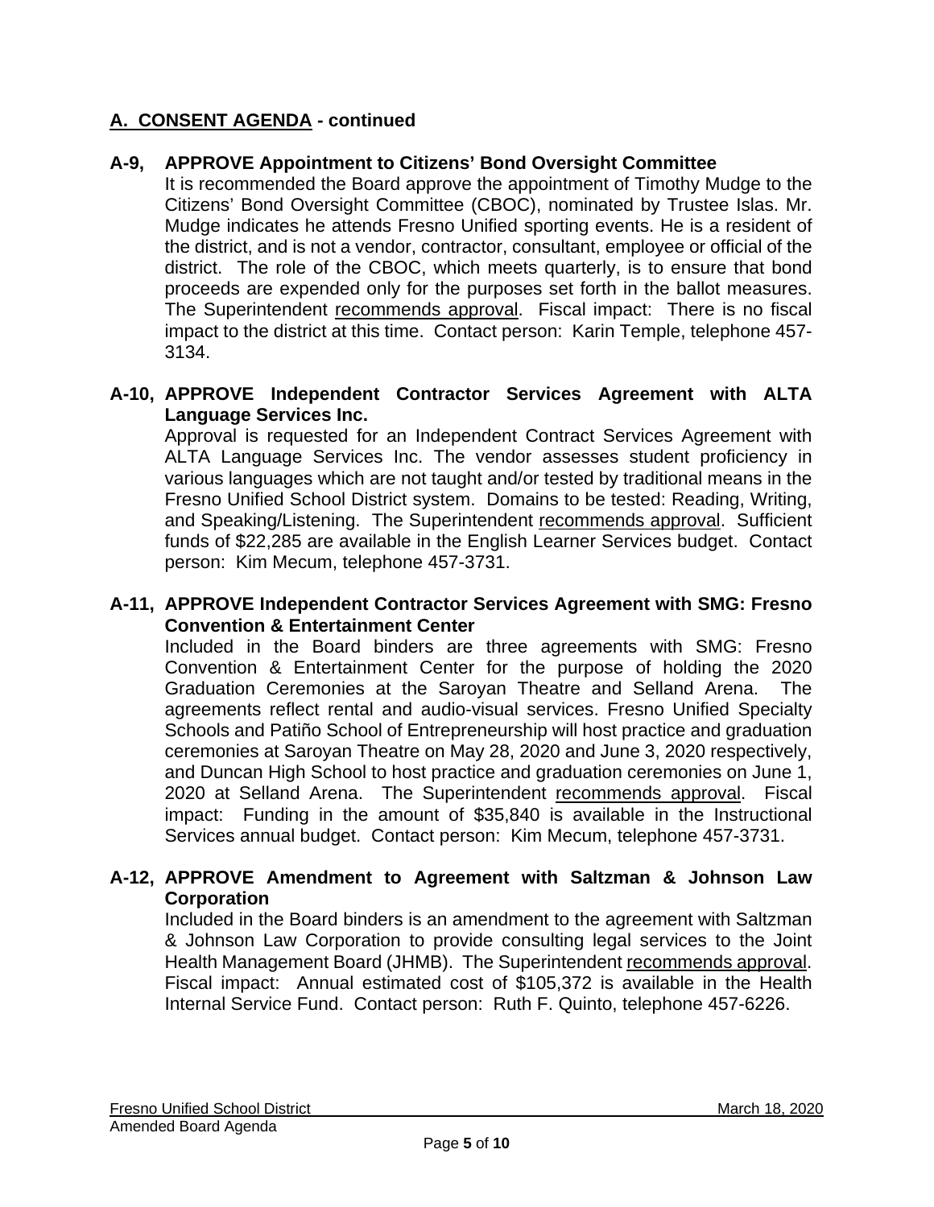## A. CONSENT AGENDA - continued

**A-9, APPROVE Appointment to Citizens' Bond Oversight Committee**

It is recommended the Board approve the appointment of Timothy Mudge to the Citizens' Bond Oversight Committee (CBOC), nominated by Trustee Islas. Mr. Mudge indicates he attends Fresno Unified sporting events. He is a resident of the district, and is not a vendor, contractor, consultant, employee or official of the district. The role of the CBOC, which meets quarterly, is to ensure that bond proceeds are expended only for the purposes set forth in the ballot measures. The Superintendent recommends approval. Fiscal impact: There is no fiscal impact to the district at this time. Contact person: Karin Temple, telephone 457-3134.

**A-10, APPROVE Independent Contractor Services Agreement with ALTA Language Services Inc.**

Approval is requested for an Independent Contract Services Agreement with ALTA Language Services Inc. The vendor assesses student proficiency in various languages which are not taught and/or tested by traditional means in the Fresno Unified School District system. Domains to be tested: Reading, Writing, and Speaking/Listening. The Superintendent recommends approval. Sufficient funds of $22,285 are available in the English Learner Services budget. Contact person: Kim Mecum, telephone 457-3731.

**A-11, APPROVE Independent Contractor Services Agreement with SMG: Fresno Convention & Entertainment Center**

Included in the Board binders are three agreements with SMG: Fresno Convention & Entertainment Center for the purpose of holding the 2020 Graduation Ceremonies at the Saroyan Theatre and Selland Arena. The agreements reflect rental and audio-visual services. Fresno Unified Specialty Schools and Patiño School of Entrepreneurship will host practice and graduation ceremonies at Saroyan Theatre on May 28, 2020 and June 3, 2020 respectively, and Duncan High School to host practice and graduation ceremonies on June 1, 2020 at Selland Arena. The Superintendent recommends approval. Fiscal impact: Funding in the amount of $35,840 is available in the Instructional Services annual budget. Contact person: Kim Mecum, telephone 457-3731.

**A-12, APPROVE Amendment to Agreement with Saltzman & Johnson Law Corporation**

Included in the Board binders is an amendment to the agreement with Saltzman & Johnson Law Corporation to provide consulting legal services to the Joint Health Management Board (JHMB). The Superintendent recommends approval. Fiscal impact: Annual estimated cost of $105,372 is available in the Health Internal Service Fund. Contact person: Ruth F. Quinto, telephone 457-6226.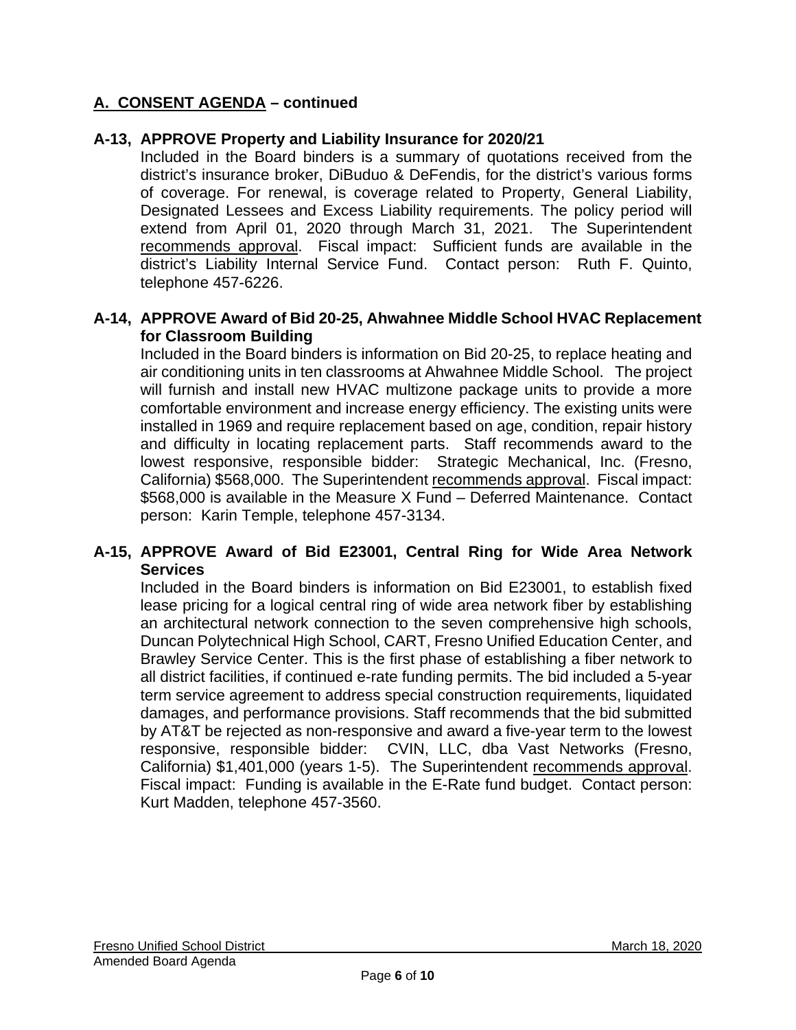## A. CONSENT AGENDA – continued

### A-13, APPROVE Property and Liability Insurance for 2020/21

Included in the Board binders is a summary of quotations received from the district's insurance broker, DiBuduo & DeFendis, for the district's various forms of coverage. For renewal, is coverage related to Property, General Liability, Designated Lessees and Excess Liability requirements. The policy period will extend from April 01, 2020 through March 31, 2021. The Superintendent recommends approval. Fiscal impact: Sufficient funds are available in the district's Liability Internal Service Fund. Contact person: Ruth F. Quinto, telephone 457-6226.

### A-14, APPROVE Award of Bid 20-25, Ahwahnee Middle School HVAC Replacement for Classroom Building

Included in the Board binders is information on Bid 20-25, to replace heating and air conditioning units in ten classrooms at Ahwahnee Middle School. The project will furnish and install new HVAC multizone package units to provide a more comfortable environment and increase energy efficiency. The existing units were installed in 1969 and require replacement based on age, condition, repair history and difficulty in locating replacement parts. Staff recommends award to the lowest responsive, responsible bidder: Strategic Mechanical, Inc. (Fresno, California) $568,000. The Superintendent recommends approval. Fiscal impact: $568,000 is available in the Measure X Fund – Deferred Maintenance. Contact person: Karin Temple, telephone 457-3134.

### A-15, APPROVE Award of Bid E23001, Central Ring for Wide Area Network Services

Included in the Board binders is information on Bid E23001, to establish fixed lease pricing for a logical central ring of wide area network fiber by establishing an architectural network connection to the seven comprehensive high schools, Duncan Polytechnical High School, CART, Fresno Unified Education Center, and Brawley Service Center. This is the first phase of establishing a fiber network to all district facilities, if continued e-rate funding permits. The bid included a 5-year term service agreement to address special construction requirements, liquidated damages, and performance provisions. Staff recommends that the bid submitted by AT&T be rejected as non-responsive and award a five-year term to the lowest responsive, responsible bidder: CVIN, LLC, dba Vast Networks (Fresno, California) $1,401,000 (years 1-5). The Superintendent recommends approval. Fiscal impact: Funding is available in the E-Rate fund budget. Contact person: Kurt Madden, telephone 457-3560.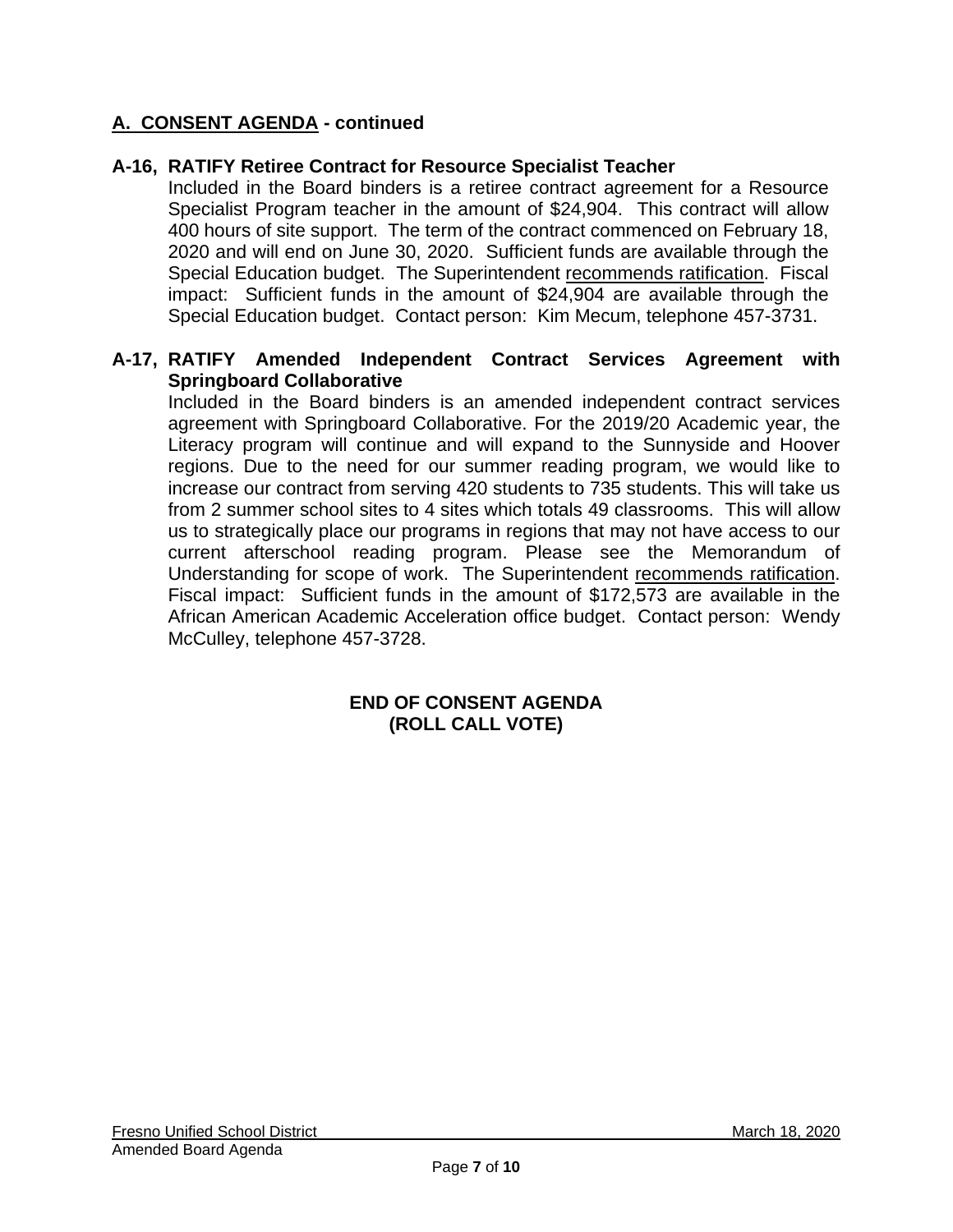## A. CONSENT AGENDA - continued

**A-16, RATIFY Retiree Contract for Resource Specialist Teacher**

Included in the Board binders is a retiree contract agreement for a Resource Specialist Program teacher in the amount of $24,904. This contract will allow 400 hours of site support. The term of the contract commenced on February 18, 2020 and will end on June 30, 2020. Sufficient funds are available through the Special Education budget. The Superintendent recommends ratification. Fiscal impact: Sufficient funds in the amount of $24,904 are available through the Special Education budget. Contact person: Kim Mecum, telephone 457-3731.

**A-17, RATIFY Amended Independent Contract Services Agreement with Springboard Collaborative**

Included in the Board binders is an amended independent contract services agreement with Springboard Collaborative. For the 2019/20 Academic year, the Literacy program will continue and will expand to the Sunnyside and Hoover regions. Due to the need for our summer reading program, we would like to increase our contract from serving 420 students to 735 students. This will take us from 2 summer school sites to 4 sites which totals 49 classrooms. This will allow us to strategically place our programs in regions that may not have access to our current afterschool reading program. Please see the Memorandum of Understanding for scope of work. The Superintendent recommends ratification. Fiscal impact: Sufficient funds in the amount of $172,573 are available in the African American Academic Acceleration office budget. Contact person: Wendy McCulley, telephone 457-3728.

**END OF CONSENT AGENDA**
**(ROLL CALL VOTE)**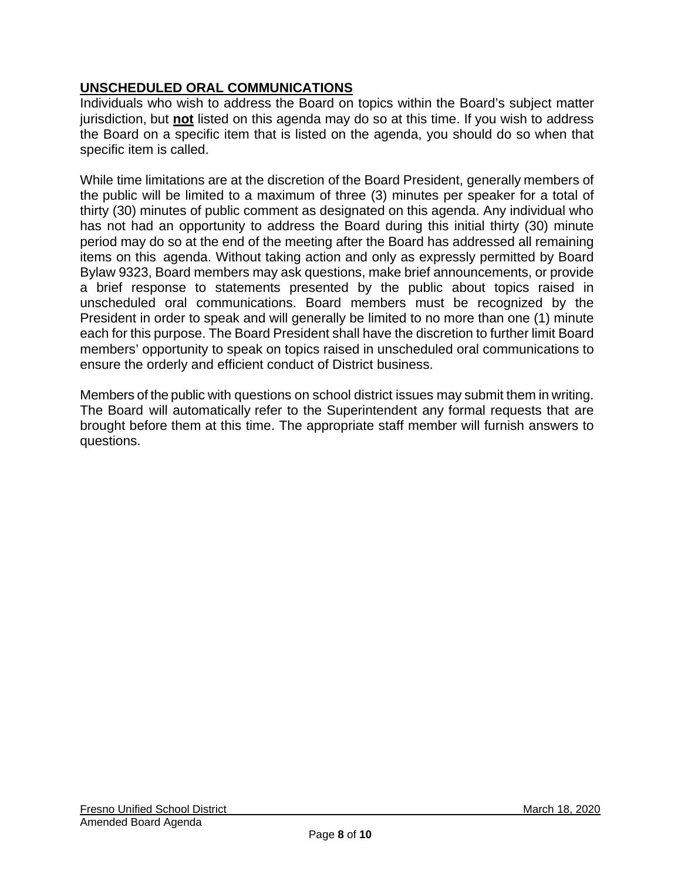## UNSCHEDULED ORAL COMMUNICATIONS

Individuals who wish to address the Board on topics within the Board's subject matter jurisdiction, but **not** listed on this agenda may do so at this time. If you wish to address the Board on a specific item that is listed on the agenda, you should do so when that specific item is called.

While time limitations are at the discretion of the Board President, generally members of the public will be limited to a maximum of three (3) minutes per speaker for a total of thirty (30) minutes of public comment as designated on this agenda. Any individual who has not had an opportunity to address the Board during this initial thirty (30) minute period may do so at the end of the meeting after the Board has addressed all remaining items on this agenda. Without taking action and only as expressly permitted by Board Bylaw 9323, Board members may ask questions, make brief announcements, or provide a brief response to statements presented by the public about topics raised in unscheduled oral communications. Board members must be recognized by the President in order to speak and will generally be limited to no more than one (1) minute each for this purpose. The Board President shall have the discretion to further limit Board members' opportunity to speak on topics raised in unscheduled oral communications to ensure the orderly and efficient conduct of District business.

Members of the public with questions on school district issues may submit them in writing. The Board will automatically refer to the Superintendent any formal requests that are brought before them at this time. The appropriate staff member will furnish answers to questions.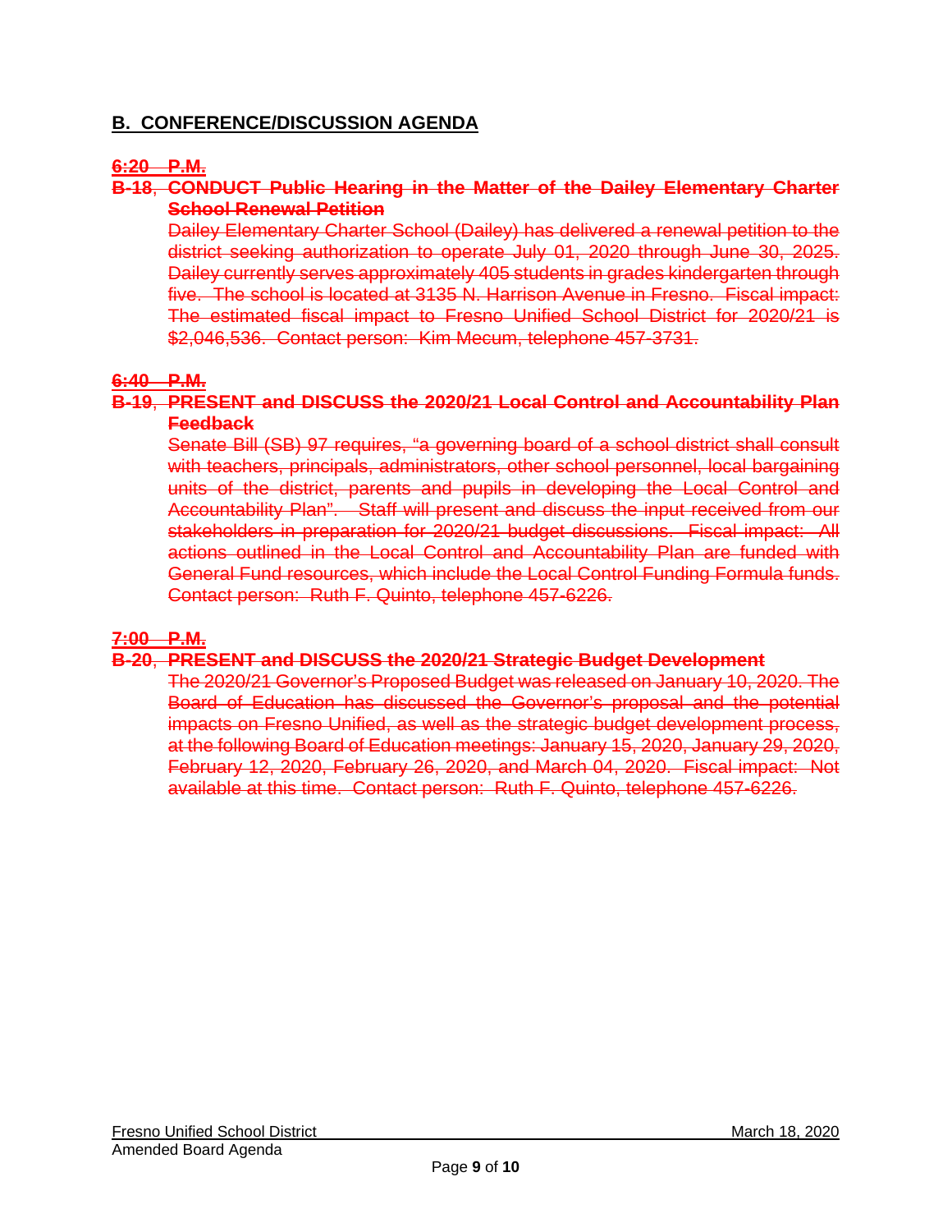## B. CONFERENCE/DISCUSSION AGENDA

~~**6:20 P.M.**~~

~~**B-18, CONDUCT Public Hearing in the Matter of the Dailey Elementary Charter School Renewal Petition**~~

~~Dailey Elementary Charter School (Dailey) has delivered a renewal petition to the district seeking authorization to operate July 01, 2020 through June 30, 2025. Dailey currently serves approximately 405 students in grades kindergarten through five. The school is located at 3135 N. Harrison Avenue in Fresno. Fiscal impact: The estimated fiscal impact to Fresno Unified School District for 2020/21 is $2,046,536. Contact person: Kim Mecum, telephone 457-3731.~~

~~**6:40 P.M.**~~

~~**B-19, PRESENT and DISCUSS the 2020/21 Local Control and Accountability Plan Feedback**~~

~~Senate Bill (SB) 97 requires, "a governing board of a school district shall consult with teachers, principals, administrators, other school personnel, local bargaining units of the district, parents and pupils in developing the Local Control and Accountability Plan". Staff will present and discuss the input received from our stakeholders in preparation for 2020/21 budget discussions. Fiscal impact: All actions outlined in the Local Control and Accountability Plan are funded with General Fund resources, which include the Local Control Funding Formula funds. Contact person: Ruth F. Quinto, telephone 457-6226.~~

~~**7:00 P.M.**~~

~~**B-20, PRESENT and DISCUSS the 2020/21 Strategic Budget Development**~~

~~The 2020/21 Governor's Proposed Budget was released on January 10, 2020. The Board of Education has discussed the Governor's proposal and the potential impacts on Fresno Unified, as well as the strategic budget development process, at the following Board of Education meetings: January 15, 2020, January 29, 2020, February 12, 2020, February 26, 2020, and March 04, 2020. Fiscal impact: Not available at this time. Contact person: Ruth F. Quinto, telephone 457-6226.~~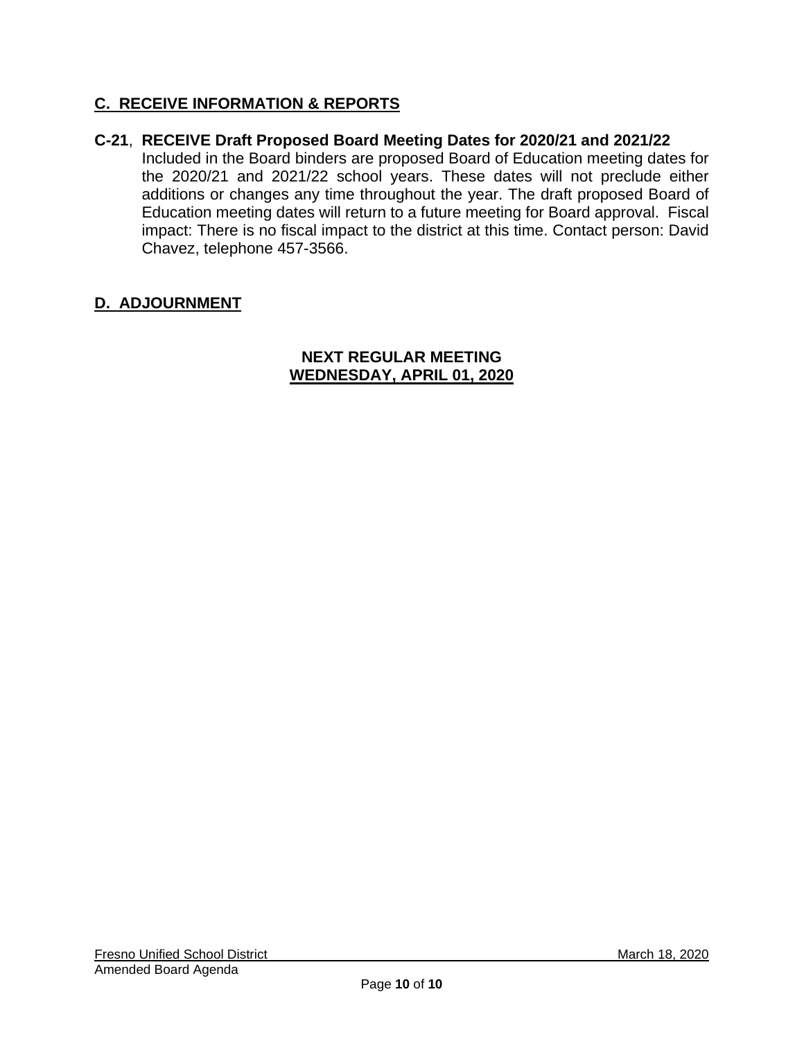## C. RECEIVE INFORMATION & REPORTS

**C-21**, **RECEIVE Draft Proposed Board Meeting Dates for 2020/21 and 2021/22**
Included in the Board binders are proposed Board of Education meeting dates for the 2020/21 and 2021/22 school years. These dates will not preclude either additions or changes any time throughout the year. The draft proposed Board of Education meeting dates will return to a future meeting for Board approval. Fiscal impact: There is no fiscal impact to the district at this time. Contact person: David Chavez, telephone 457-3566.

## D. ADJOURNMENT

**NEXT REGULAR MEETING**
**WEDNESDAY, APRIL 01, 2020**